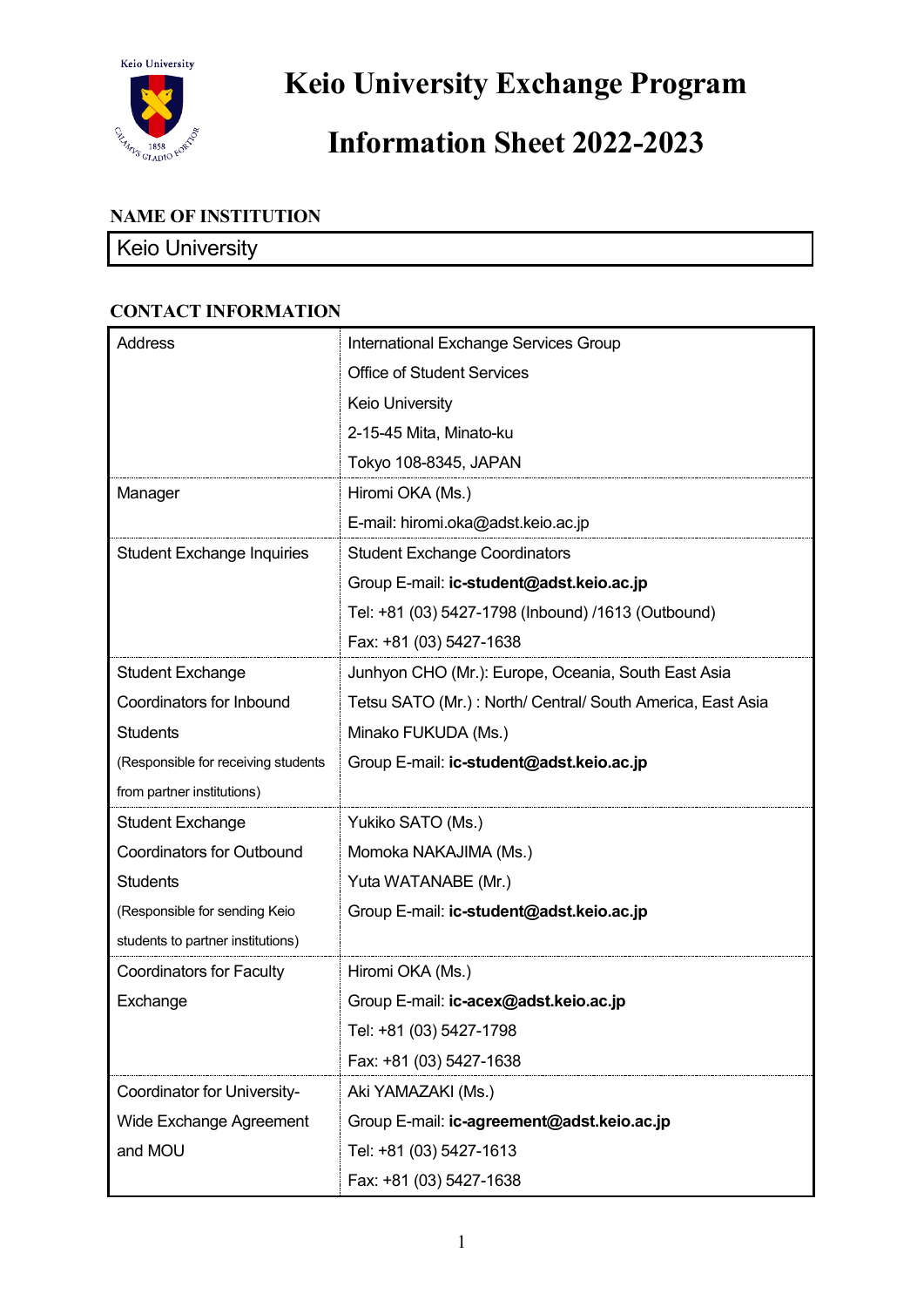# Keio University Exchange Program

# Information Sheet 2022-2023

## NAME OF INSTITUTION

| Keio University |
|---|

## CONTACT INFORMATION

| | |
|---|---|
| Address | International Exchange Services Group<br>Office of Student Services<br>Keio University<br>2-15-45 Mita, Minato-ku<br>Tokyo 108-8345, JAPAN |
| Manager | Hiromi OKA (Ms.)<br>E-mail: hiromi.oka@adst.keio.ac.jp |
| Student Exchange Inquiries | Student Exchange Coordinators<br>Group E-mail: **ic-student@adst.keio.ac.jp**<br>Tel: +81 (03) 5427-1798 (Inbound) /1613 (Outbound)<br>Fax: +81 (03) 5427-1638 |
| Student Exchange Coordinators for Inbound Students<br>(Responsible for receiving students from partner institutions) | Junhyon CHO (Mr.): Europe, Oceania, South East Asia<br>Tetsu SATO (Mr.) : North/ Central/ South America, East Asia<br>Minako FUKUDA (Ms.)<br>Group E-mail: **ic-student@adst.keio.ac.jp** |
| Student Exchange Coordinators for Outbound Students<br>(Responsible for sending Keio students to partner institutions) | Yukiko SATO (Ms.)<br>Momoka NAKAJIMA (Ms.)<br>Yuta WATANABE (Mr.)<br>Group E-mail: **ic-student@adst.keio.ac.jp** |
| Coordinators for Faculty Exchange | Hiromi OKA (Ms.)<br>Group E-mail: **ic-acex@adst.keio.ac.jp**<br>Tel: +81 (03) 5427-1798<br>Fax: +81 (03) 5427-1638 |
| Coordinator for University-Wide Exchange Agreement and MOU | Aki YAMAZAKI (Ms.)<br>Group E-mail: **ic-agreement@adst.keio.ac.jp**<br>Tel: +81 (03) 5427-1613<br>Fax: +81 (03) 5427-1638 |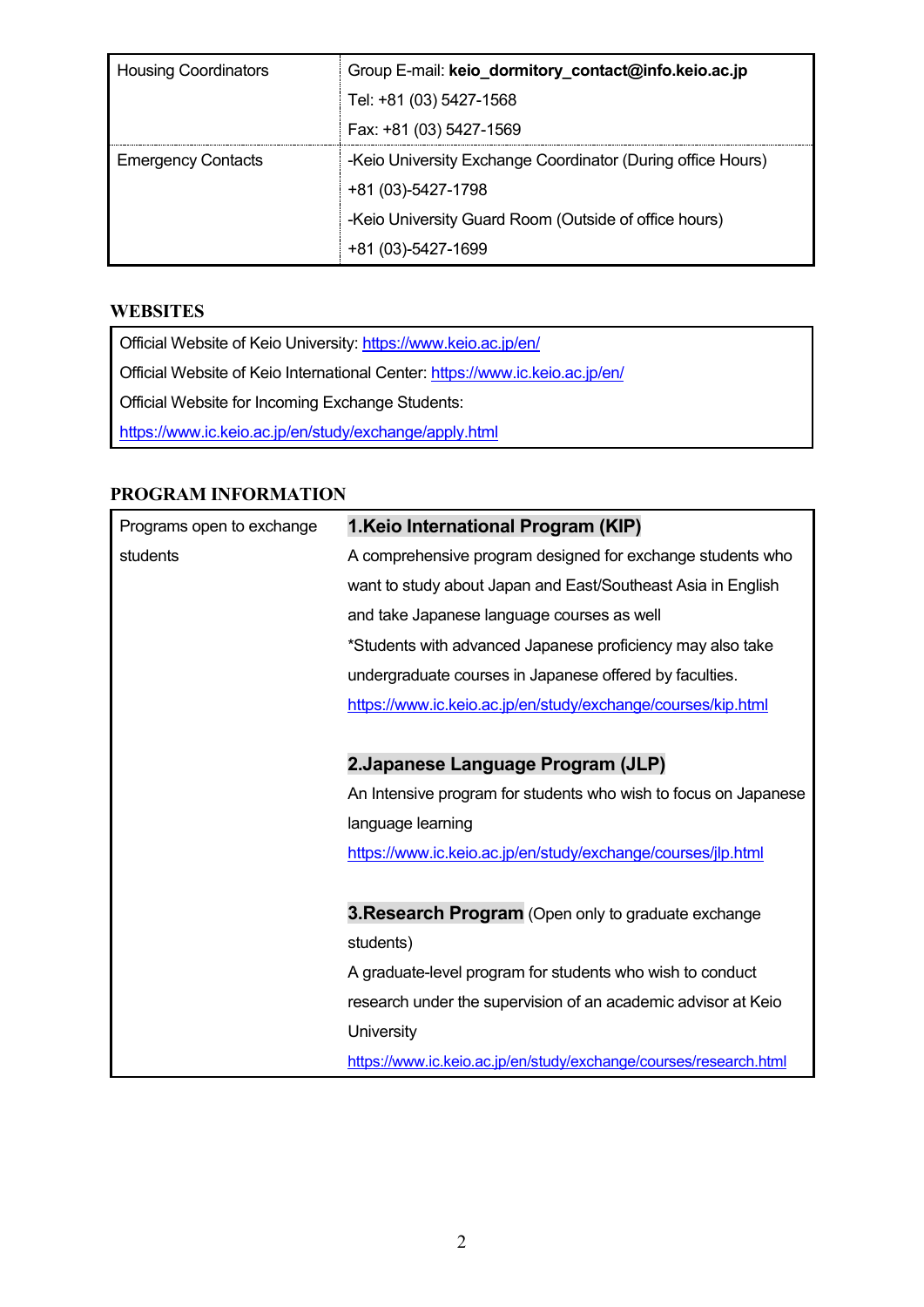| Housing Coordinators | Group E-mail: **keio_dormitory_contact@info.keio.ac.jp**<br>Tel: +81 (03) 5427-1568<br>Fax: +81 (03) 5427-1569 |
|---|---|
| Emergency Contacts | -Keio University Exchange Coordinator (During office Hours)<br>+81 (03)-5427-1798<br>-Keio University Guard Room (Outside of office hours)<br>+81 (03)-5427-1699 |

## WEBSITES

| |
|---|
| Official Website of Keio University: https://www.keio.ac.jp/en/ |
| Official Website of Keio International Center: https://www.ic.keio.ac.jp/en/ |
| Official Website for Incoming Exchange Students:<br>https://www.ic.keio.ac.jp/en/study/exchange/apply.html |

## PROGRAM INFORMATION

| Programs open to exchange students | **1.Keio International Program (KIP)**<br>A comprehensive program designed for exchange students who want to study about Japan and East/Southeast Asia in English and take Japanese language courses as well<br>*Students with advanced Japanese proficiency may also take undergraduate courses in Japanese offered by faculties.<br>https://www.ic.keio.ac.jp/en/study/exchange/courses/kip.html<br><br>**2.Japanese Language Program (JLP)**<br>An Intensive program for students who wish to focus on Japanese language learning<br>https://www.ic.keio.ac.jp/en/study/exchange/courses/jlp.html<br><br>**3.Research Program** (Open only to graduate exchange students)<br>A graduate-level program for students who wish to conduct research under the supervision of an academic advisor at Keio University<br>https://www.ic.keio.ac.jp/en/study/exchange/courses/research.html |
|---|---|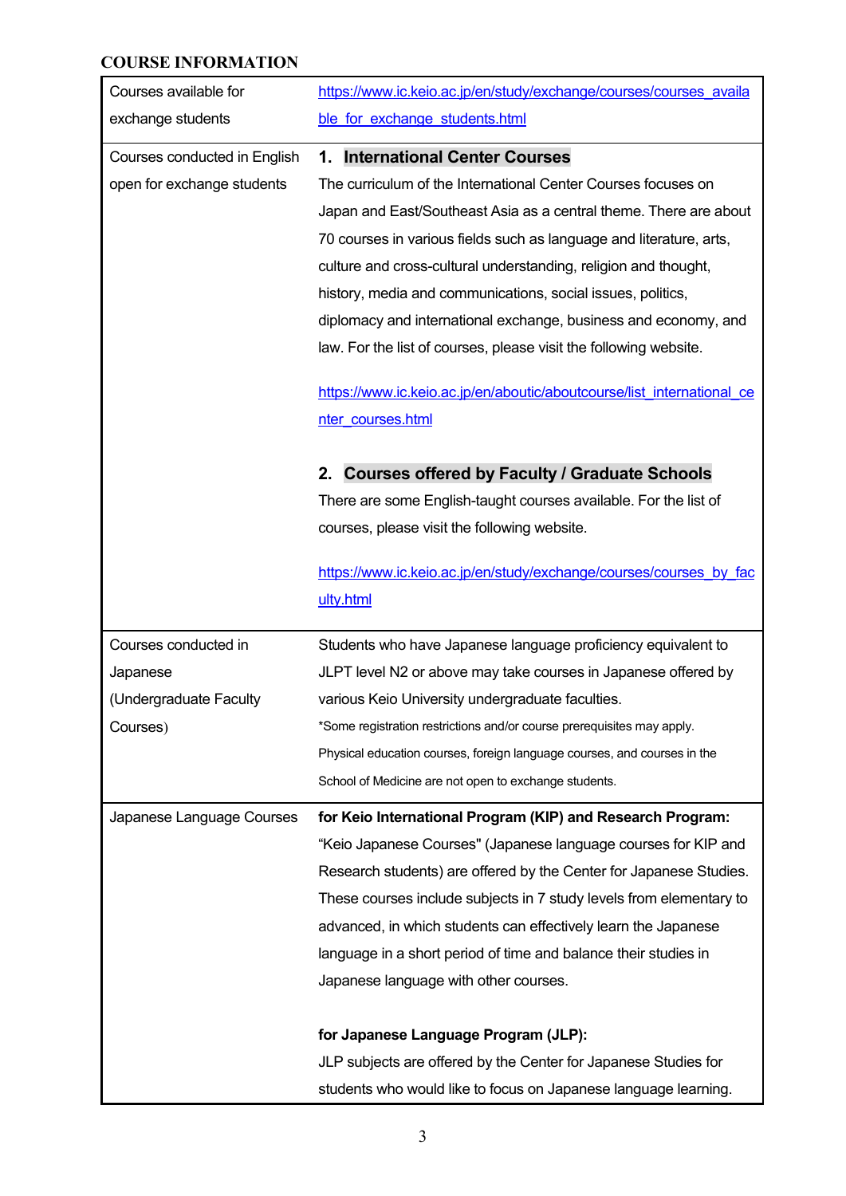**COURSE INFORMATION**

| | |
|---|---|
| Courses available for exchange students | https://www.ic.keio.ac.jp/en/study/exchange/courses/courses_available_for_exchange_students.html |
| Courses conducted in English open for exchange students | **1. International Center Courses**<br>The curriculum of the International Center Courses focuses on Japan and East/Southeast Asia as a central theme. There are about 70 courses in various fields such as language and literature, arts, culture and cross-cultural understanding, religion and thought, history, media and communications, social issues, politics, diplomacy and international exchange, business and economy, and law. For the list of courses, please visit the following website.<br><br>https://www.ic.keio.ac.jp/en/aboutic/aboutcourse/list_international_center_courses.html<br><br>**2. Courses offered by Faculty / Graduate Schools**<br>There are some English-taught courses available. For the list of courses, please visit the following website.<br><br>https://www.ic.keio.ac.jp/en/study/exchange/courses/courses_by_faculty.html |
| Courses conducted in Japanese (Undergraduate Faculty Courses) | Students who have Japanese language proficiency equivalent to JLPT level N2 or above may take courses in Japanese offered by various Keio University undergraduate faculties.<br>*Some registration restrictions and/or course prerequisites may apply. Physical education courses, foreign language courses, and courses in the School of Medicine are not open to exchange students. |
| Japanese Language Courses | **for Keio International Program (KIP) and Research Program:**<br>"Keio Japanese Courses" (Japanese language courses for KIP and Research students) are offered by the Center for Japanese Studies. These courses include subjects in 7 study levels from elementary to advanced, in which students can effectively learn the Japanese language in a short period of time and balance their studies in Japanese language with other courses.<br><br>**for Japanese Language Program (JLP):**<br>JLP subjects are offered by the Center for Japanese Studies for students who would like to focus on Japanese language learning. |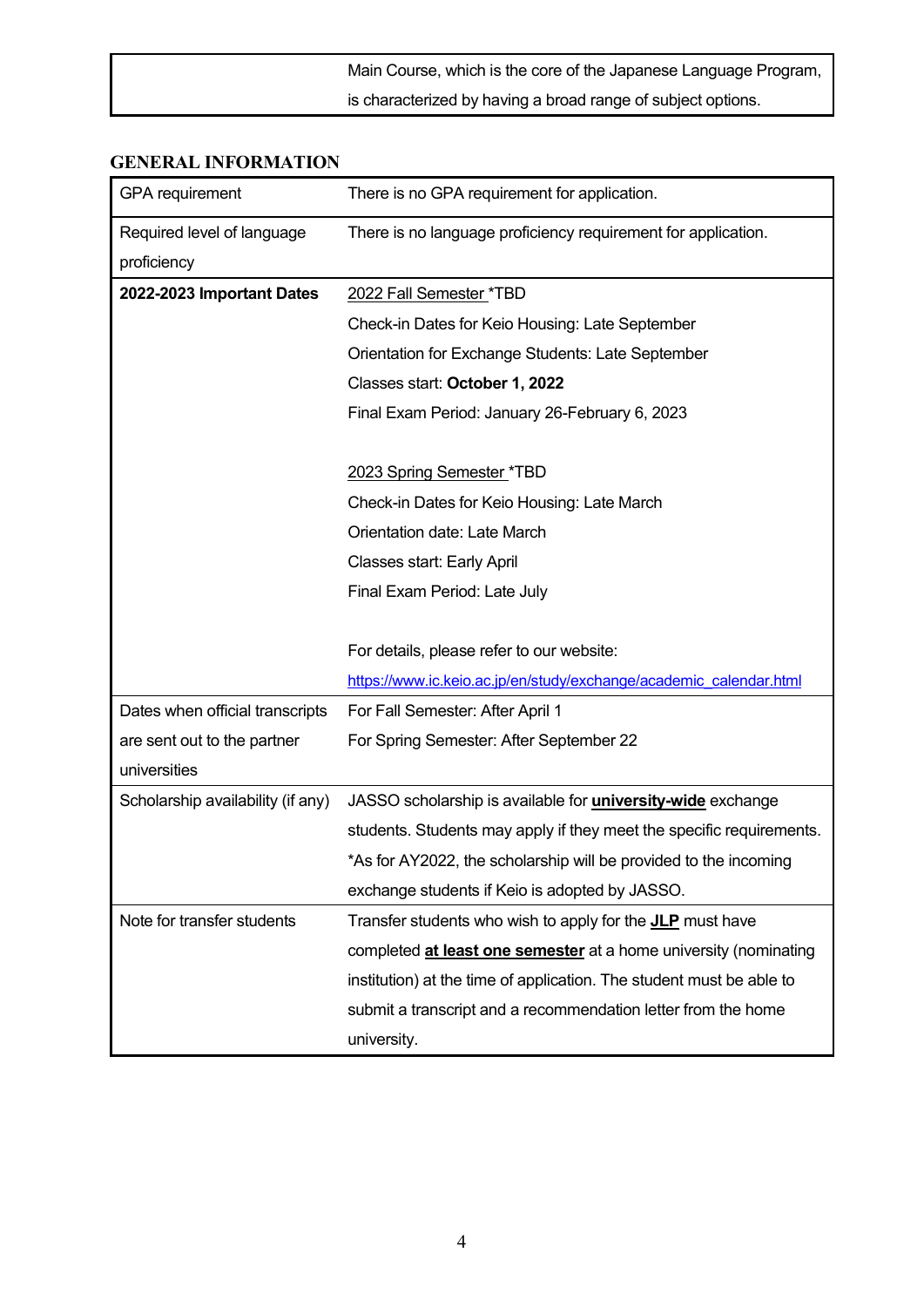| | |
|---|---|
| | Main Course, which is the core of the Japanese Language Program, is characterized by having a broad range of subject options. |

## GENERAL INFORMATION

| | |
|---|---|
| GPA requirement | There is no GPA requirement for application. |
| Required level of language proficiency | There is no language proficiency requirement for application. |
| **2022-2023 Important Dates** | 2022 Fall Semester *TBD<br>Check-in Dates for Keio Housing: Late September<br>Orientation for Exchange Students: Late September<br>Classes start: **October 1, 2022**<br>Final Exam Period: January 26-February 6, 2023<br><br>2023 Spring Semester *TBD<br>Check-in Dates for Keio Housing: Late March<br>Orientation date: Late March<br>Classes start: Early April<br>Final Exam Period: Late July<br><br>For details, please refer to our website:<br>https://www.ic.keio.ac.jp/en/study/exchange/academic_calendar.html |
| Dates when official transcripts are sent out to the partner universities | For Fall Semester: After April 1<br>For Spring Semester: After September 22 |
| Scholarship availability (if any) | JASSO scholarship is available for **university-wide** exchange students. Students may apply if they meet the specific requirements.<br>*As for AY2022, the scholarship will be provided to the incoming exchange students if Keio is adopted by JASSO. |
| Note for transfer students | Transfer students who wish to apply for the **JLP** must have completed **at least one semester** at a home university (nominating institution) at the time of application. The student must be able to submit a transcript and a recommendation letter from the home university. |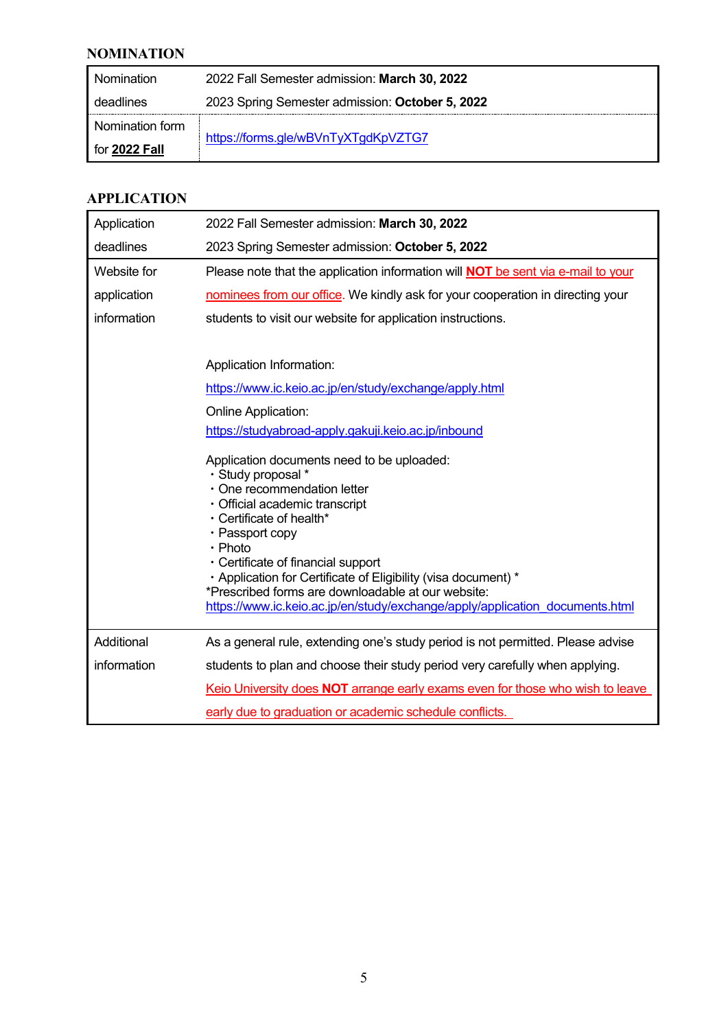## NOMINATION

| Nomination deadlines | 2022 Fall Semester admission: **March 30, 2022**<br>2023 Spring Semester admission: **October 5, 2022** |
|---|---|
| Nomination form for **2022 Fall** | https://forms.gle/wBVnTyXTgdKpVZTG7 |

## APPLICATION

| Application deadlines | 2022 Fall Semester admission: **March 30, 2022**<br>2023 Spring Semester admission: **October 5, 2022** |
|---|---|
| Website for application information | Please note that the application information will **NOT** be sent via e-mail to your nominees from our office. We kindly ask for your cooperation in directing your students to visit our website for application instructions.<br><br>Application Information:<br>https://www.ic.keio.ac.jp/en/study/exchange/apply.html<br>Online Application:<br>https://studyabroad-apply.gakuji.keio.ac.jp/inbound<br><br>Application documents need to be uploaded:<br>・Study proposal *<br>・One recommendation letter<br>・Official academic transcript<br>・Certificate of health*<br>・Passport copy<br>・Photo<br>・Certificate of financial support<br>・Application for Certificate of Eligibility (visa document) *<br>*Prescribed forms are downloadable at our website:<br>https://www.ic.keio.ac.jp/en/study/exchange/apply/application_documents.html |
| Additional information | As a general rule, extending one's study period is not permitted. Please advise students to plan and choose their study period very carefully when applying.<br>Keio University does **NOT** arrange early exams even for those who wish to leave early due to graduation or academic schedule conflicts. |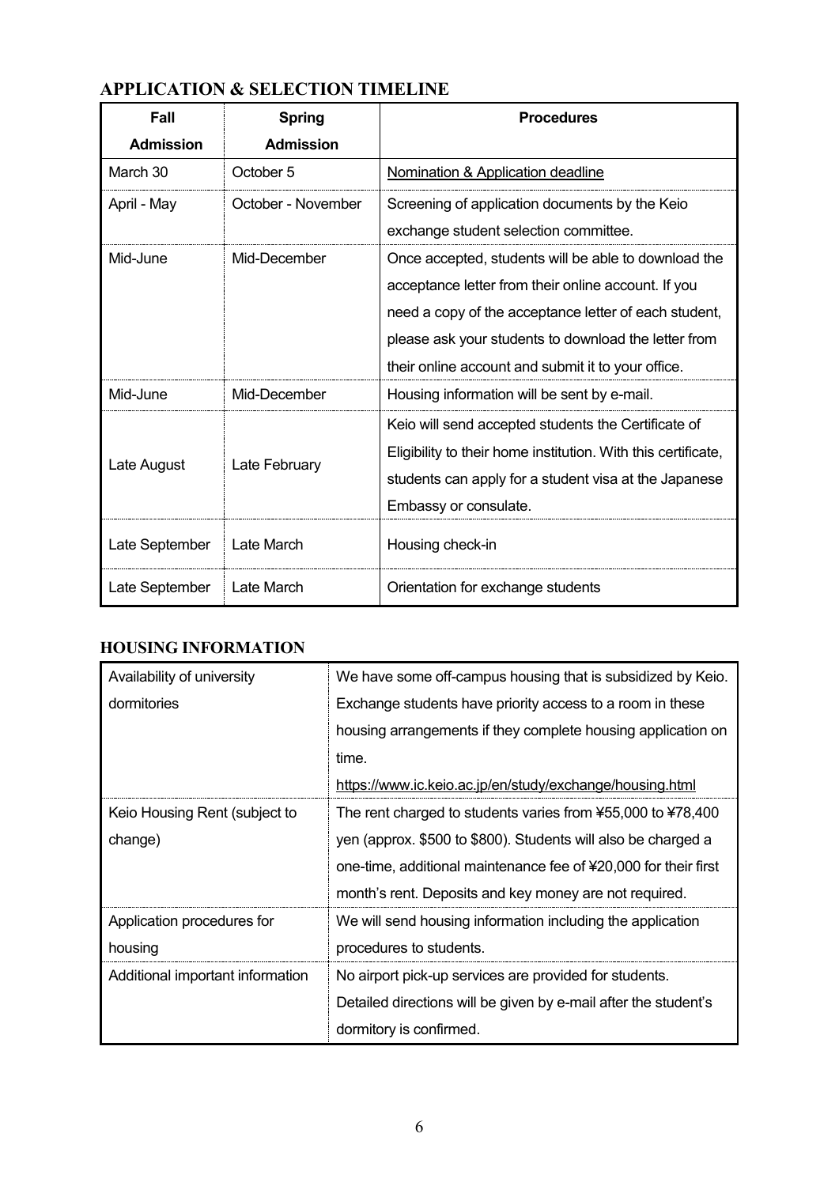## APPLICATION & SELECTION TIMELINE

| Fall Admission | Spring Admission | Procedures |
| --- | --- | --- |
| March 30 | October 5 | Nomination & Application deadline |
| April - May | October - November | Screening of application documents by the Keio exchange student selection committee. |
| Mid-June | Mid-December | Once accepted, students will be able to download the acceptance letter from their online account. If you need a copy of the acceptance letter of each student, please ask your students to download the letter from their online account and submit it to your office. |
| Mid-June | Mid-December | Housing information will be sent by e-mail. |
| Late August | Late February | Keio will send accepted students the Certificate of Eligibility to their home institution. With this certificate, students can apply for a student visa at the Japanese Embassy or consulate. |
| Late September | Late March | Housing check-in |
| Late September | Late March | Orientation for exchange students |

## HOUSING INFORMATION

| | |
| --- | --- |
| Availability of university dormitories | We have some off-campus housing that is subsidized by Keio. Exchange students have priority access to a room in these housing arrangements if they complete housing application on time. https://www.ic.keio.ac.jp/en/study/exchange/housing.html |
| Keio Housing Rent (subject to change) | The rent charged to students varies from ¥55,000 to ¥78,400 yen (approx. $500 to $800). Students will also be charged a one-time, additional maintenance fee of ¥20,000 for their first month's rent. Deposits and key money are not required. |
| Application procedures for housing | We will send housing information including the application procedures to students. |
| Additional important information | No airport pick-up services are provided for students. Detailed directions will be given by e-mail after the student's dormitory is confirmed. |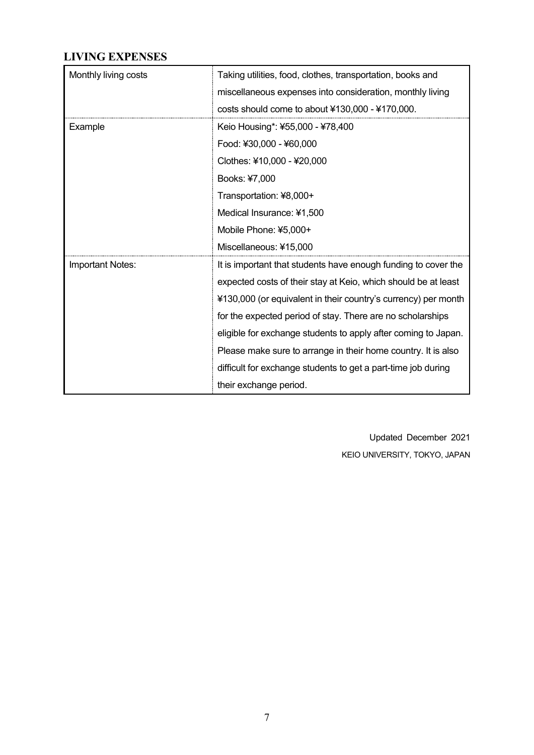## LIVING EXPENSES

| | |
|---|---|
| Monthly living costs | Taking utilities, food, clothes, transportation, books and miscellaneous expenses into consideration, monthly living costs should come to about ¥130,000 - ¥170,000. |
| Example | Keio Housing*: ¥55,000 - ¥78,400<br>Food: ¥30,000 - ¥60,000<br>Clothes: ¥10,000 - ¥20,000<br>Books: ¥7,000<br>Transportation: ¥8,000+<br>Medical Insurance: ¥1,500<br>Mobile Phone: ¥5,000+<br>Miscellaneous: ¥15,000 |
| Important Notes: | It is important that students have enough funding to cover the expected costs of their stay at Keio, which should be at least ¥130,000 (or equivalent in their country's currency) per month for the expected period of stay. There are no scholarships eligible for exchange students to apply after coming to Japan. Please make sure to arrange in their home country. It is also difficult for exchange students to get a part-time job during their exchange period. |

Updated December 2021

KEIO UNIVERSITY, TOKYO, JAPAN